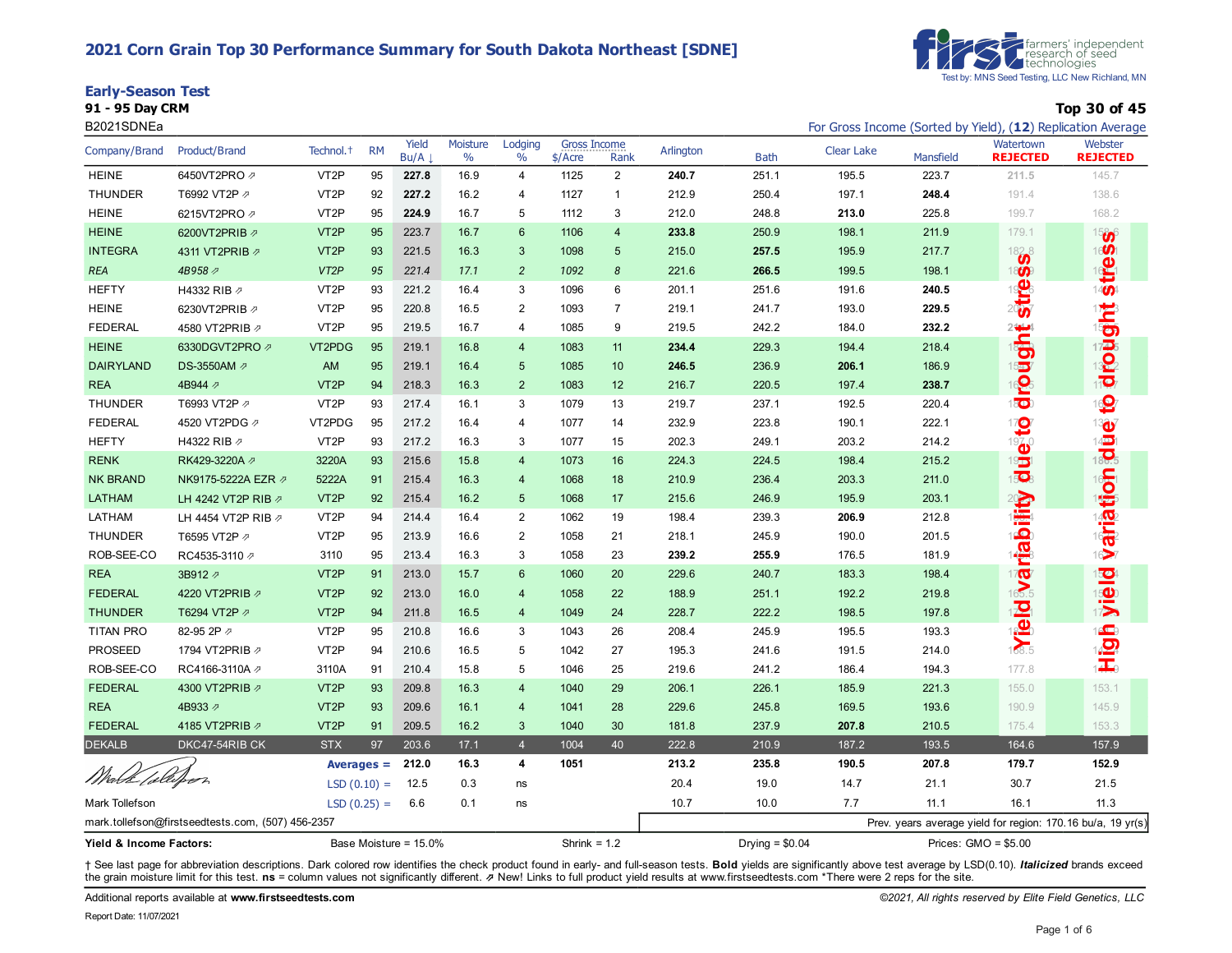# 2021 Corn Grain Top 30 Performance Summary for South Dakota Northeast [SDNE]

first farmers' independent research of seed technologies
Test by: MNS Seed Testing, LLC New Richland, MN

## Early-Season Test

**91 - 95 Day CRM**

B2021SDNEa

**Top 30 of 45**

For Gross Income (Sorted by Yield), (**12**) Replication Average

| Company/Brand | Product/Brand | Technol.† | RM | Yield Bu/A ↓ | Moisture % | Lodging % | Gross Income $/Acre | Gross Income Rank | Arlington | Bath | Clear Lake | Mansfield | Watertown **REJECTED** | Webster **REJECTED** |
|---|---|---|---|---|---|---|---|---|---|---|---|---|---|---|
| HEINE | 6450VT2PRO ⇗ | VT2P | 95 | 227.8 | 16.9 | 4 | 1125 | 2 | **240.7** | 251.1 | 195.5 | 223.7 | 211.5 | 145.7 |
| THUNDER | T6992 VT2P ⇗ | VT2P | 92 | 227.2 | 16.2 | 4 | 1127 | 1 | 212.9 | 250.4 | 197.1 | **248.4** | 191.4 | 138.6 |
| HEINE | 6215VT2PRO ⇗ | VT2P | 95 | 224.9 | 16.7 | 5 | 1112 | 3 | 212.0 | 248.8 | **213.0** | 225.8 | 199.7 | 168.2 |
| HEINE | 6200VT2PRIB ⇗ | VT2P | 95 | 223.7 | 16.7 | 6 | 1106 | 4 | **233.8** | 250.9 | 198.1 | 211.9 | 179.1 | 158.6 |
| INTEGRA | 4311 VT2PRIB ⇗ | VT2P | 93 | 221.5 | 16.3 | 3 | 1098 | 5 | 215.0 | **257.5** | 195.9 | 217.7 | 182.8 | |
| *REA* | *4B958 ⇗* | *VT2P* | *95* | *221.4* | *17.1* | *2* | *1092* | *8* | 221.6 | **266.5** | 199.5 | 198.1 | | |
| HEFTY | H4332 RIB ⇗ | VT2P | 93 | 221.2 | 16.4 | 3 | 1096 | 6 | 201.1 | 251.6 | 191.6 | **240.5** | | |
| HEINE | 6230VT2PRIB ⇗ | VT2P | 95 | 220.8 | 16.5 | 2 | 1093 | 7 | 219.1 | 241.7 | 193.0 | **229.5** | | |
| FEDERAL | 4580 VT2PRIB ⇗ | VT2P | 95 | 219.5 | 16.7 | 4 | 1085 | 9 | 219.5 | 242.2 | 184.0 | **232.2** | | |
| HEINE | 6330DGVT2PRO ⇗ | VT2PDG | 95 | 219.1 | 16.8 | 4 | 1083 | 11 | **234.4** | 229.3 | 194.4 | 218.4 | | |
| DAIRYLAND | DS-3550AM ⇗ | AM | 95 | 219.1 | 16.4 | 5 | 1085 | 10 | **246.5** | 236.9 | **206.1** | 186.9 | | |
| REA | 4B944 ⇗ | VT2P | 94 | 218.3 | 16.3 | 2 | 1083 | 12 | 216.7 | 220.5 | 197.4 | **238.7** | | |
| THUNDER | T6993 VT2P ⇗ | VT2P | 93 | 217.4 | 16.1 | 3 | 1079 | 13 | 219.7 | 237.1 | 192.5 | 220.4 | | |
| FEDERAL | 4520 VT2PDG ⇗ | VT2PDG | 95 | 217.2 | 16.4 | 4 | 1077 | 14 | 232.9 | 223.8 | 190.1 | 222.1 | | |
| HEFTY | H4322 RIB ⇗ | VT2P | 93 | 217.2 | 16.3 | 3 | 1077 | 15 | 202.3 | 249.1 | 203.2 | 214.2 | 197.0 | |
| RENK | RK429-3220A ⇗ | 3220A | 93 | 215.6 | 15.8 | 4 | 1073 | 16 | 224.3 | 224.5 | 198.4 | 215.2 | | 180.5 |
| NK BRAND | NK9175-5222A EZR ⇗ | 5222A | 91 | 215.4 | 16.3 | 4 | 1068 | 18 | 210.9 | 236.4 | 203.3 | 211.0 | | |
| LATHAM | LH 4242 VT2P RIB ⇗ | VT2P | 92 | 215.4 | 16.2 | 5 | 1068 | 17 | 215.6 | 246.9 | 195.9 | 203.1 | | |
| LATHAM | LH 4454 VT2P RIB ⇗ | VT2P | 94 | 214.4 | 16.4 | 2 | 1062 | 19 | 198.4 | 239.3 | **206.9** | 212.8 | | |
| THUNDER | T6595 VT2P ⇗ | VT2P | 95 | 213.9 | 16.6 | 2 | 1058 | 21 | 218.1 | 245.9 | 190.0 | 201.5 | | |
| ROB-SEE-CO | RC4535-3110 ⇗ | 3110 | 95 | 213.4 | 16.3 | 3 | 1058 | 23 | **239.2** | **255.9** | 176.5 | 181.9 | | |
| REA | 3B912 ⇗ | VT2P | 91 | 213.0 | 15.7 | 6 | 1060 | 20 | 229.6 | 240.7 | 183.3 | 198.4 | | |
| FEDERAL | 4220 VT2PRIB ⇗ | VT2P | 92 | 213.0 | 16.0 | 4 | 1058 | 22 | 188.9 | 251.1 | 192.2 | 219.8 | 165.5 | |
| THUNDER | T6294 VT2P ⇗ | VT2P | 94 | 211.8 | 16.5 | 4 | 1049 | 24 | 228.7 | 222.2 | 198.5 | 197.8 | | |
| TITAN PRO | 82-95 2P ⇗ | VT2P | 95 | 210.8 | 16.6 | 3 | 1043 | 26 | 208.4 | 245.9 | 195.5 | 193.3 | | |
| PROSEED | 1794 VT2PRIB ⇗ | VT2P | 94 | 210.6 | 16.5 | 5 | 1042 | 27 | 195.3 | 241.6 | 191.5 | 214.0 | 168.5 | |
| ROB-SEE-CO | RC4166-3110A ⇗ | 3110A | 91 | 210.4 | 15.8 | 5 | 1046 | 25 | 219.6 | 241.2 | 186.4 | 194.3 | 177.8 | |
| FEDERAL | 4300 VT2PRIB ⇗ | VT2P | 93 | 209.8 | 16.3 | 4 | 1040 | 29 | 206.1 | 226.1 | 185.9 | 221.3 | 155.0 | 153.1 |
| REA | 4B933 ⇗ | VT2P | 93 | 209.6 | 16.1 | 4 | 1041 | 28 | 229.6 | 245.8 | 169.5 | 193.6 | 190.9 | 145.9 |
| FEDERAL | 4185 VT2PRIB ⇗ | VT2P | 91 | 209.5 | 16.2 | 3 | 1040 | 30 | 181.8 | 237.9 | **207.8** | 210.5 | 175.4 | 153.3 |
| DEKALB | DKC47-54RIB CK | STX | 97 | 203.6 | 17.1 | 4 | 1004 | 40 | 222.8 | 210.9 | 187.2 | 193.5 | 164.6 | 157.9 |
| | | | **Averages =** | **212.0** | **16.3** | **4** | **1051** | | **213.2** | **235.8** | **190.5** | **207.8** | **179.7** | **152.9** |
| | | | LSD (0.10) = | 12.5 | 0.3 | ns | | | 20.4 | 19.0 | 14.7 | 21.1 | 30.7 | 21.5 |
| | | | LSD (0.25) = | 6.6 | 0.1 | ns | | | 10.7 | 10.0 | 7.7 | 11.1 | 16.1 | 11.3 |

Watertown: Yield variability due to drought stress

Webster: High yield variation due to drought stress

Mark Tollefson
mark.tollefson@firstseedtests.com, (507) 456-2357

Prev. years average yield for region: 170.16 bu/a, 19 yr(s)

**Yield & Income Factors:** Base Moisture = 15.0% Shrink = 1.2 Drying = $0.04 Prices: GMO = $5.00

† See last page for abbreviation descriptions. Dark colored row identifies the check product found in early- and full-season tests. **Bold** yields are significantly above test average by LSD(0.10). ***Italicized*** brands exceed the grain moisture limit for this test. **ns** = column values not significantly different. ⇗ New! Links to full product yield results at www.firstseedtests.com *There were 2 reps for the site.

Additional reports available at **www.firstseedtests.com**

*©2021, All rights reserved by Elite Field Genetics, LLC*

Report Date: 11/07/2021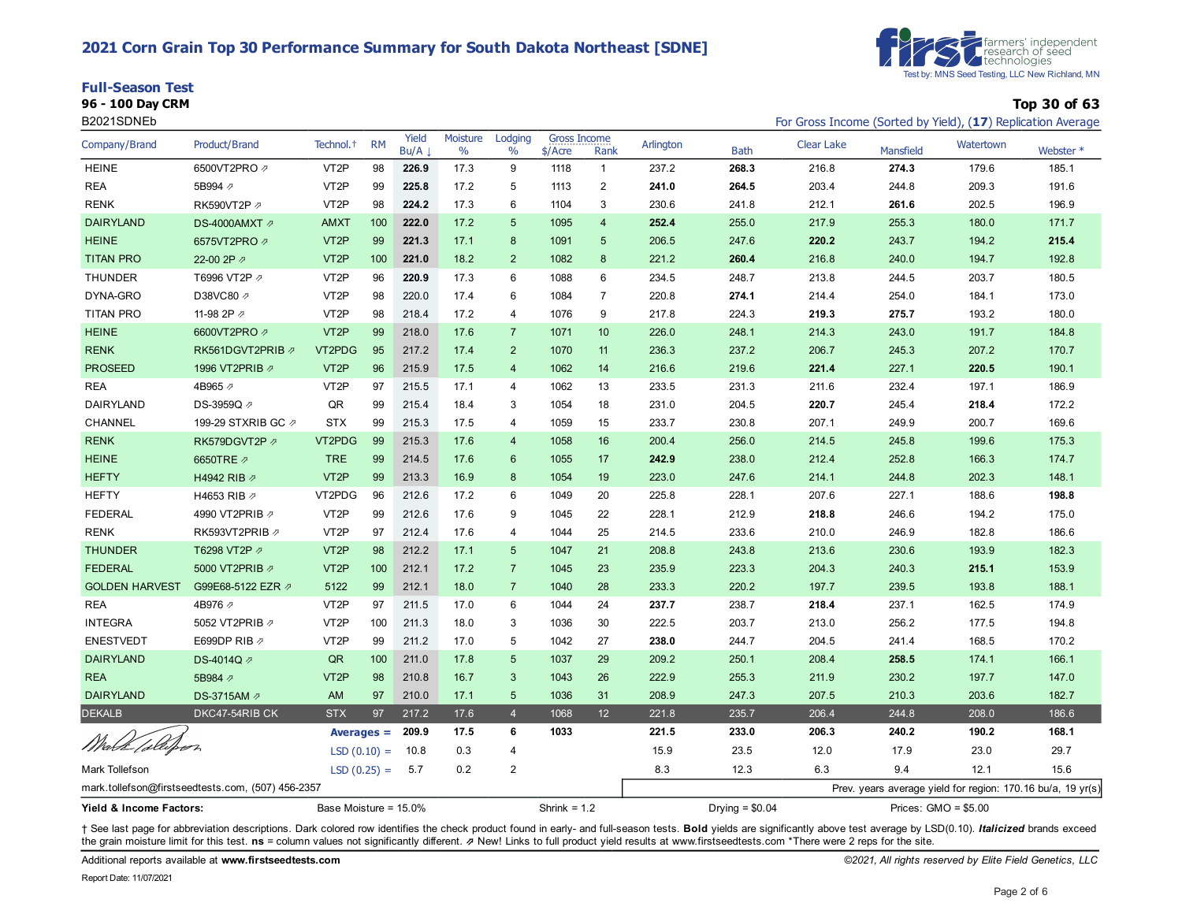# 2021 Corn Grain Top 30 Performance Summary for South Dakota Northeast [SDNE]

farmers' independent research of seed technologies
Test by: MNS Seed Testing, LLC New Richland, MN

## Full-Season Test

**96 - 100 Day CRM**

B2021SDNEb

**Top 30 of 63**

For Gross Income (Sorted by Yield), (**17**) Replication Average

| Company/Brand | Product/Brand | Technol.† | RM | Yield Bu/A ↓ | Moisture % | Lodging % | Gross Income $/Acre | Gross Income Rank | Arlington | Bath | Clear Lake | Mansfield | Watertown | Webster * |
|---|---|---|---|---|---|---|---|---|---|---|---|---|---|---|
| HEINE | 6500VT2PRO ⇗ | VT2P | 98 | **226.9** | 17.3 | 9 | 1118 | 1 | 237.2 | **268.3** | 216.8 | **274.3** | 179.6 | 185.1 |
| REA | 5B994 ⇗ | VT2P | 99 | **225.8** | 17.2 | 5 | 1113 | 2 | **241.0** | **264.5** | 203.4 | 244.8 | 209.3 | 191.6 |
| RENK | RK590VT2P ⇗ | VT2P | 98 | **224.2** | 17.3 | 6 | 1104 | 3 | 230.6 | 241.8 | 212.1 | **261.6** | 202.5 | 196.9 |
| DAIRYLAND | DS-4000AMXT ⇗ | AMXT | 100 | **222.0** | 17.2 | 5 | 1095 | 4 | **252.4** | 255.0 | 217.9 | 255.3 | 180.0 | 171.7 |
| HEINE | 6575VT2PRO ⇗ | VT2P | 99 | **221.3** | 17.1 | 8 | 1091 | 5 | 206.5 | 247.6 | **220.2** | 243.7 | 194.2 | **215.4** |
| TITAN PRO | 22-00 2P ⇗ | VT2P | 100 | **221.0** | 18.2 | 2 | 1082 | 8 | 221.2 | **260.4** | 216.8 | 240.0 | 194.7 | 192.8 |
| THUNDER | T6996 VT2P ⇗ | VT2P | 96 | **220.9** | 17.3 | 6 | 1088 | 6 | 234.5 | 248.7 | 213.8 | 244.5 | 203.7 | 180.5 |
| DYNA-GRO | D38VC80 ⇗ | VT2P | 98 | 220.0 | 17.4 | 6 | 1084 | 7 | 220.8 | **274.1** | 214.4 | 254.0 | 184.1 | 173.0 |
| TITAN PRO | 11-98 2P ⇗ | VT2P | 98 | 218.4 | 17.2 | 4 | 1076 | 9 | 217.8 | 224.3 | **219.3** | **275.7** | 193.2 | 180.0 |
| HEINE | 6600VT2PRO ⇗ | VT2P | 99 | 218.0 | 17.6 | 7 | 1071 | 10 | 226.0 | 248.1 | 214.3 | 243.0 | 191.7 | 184.8 |
| RENK | RK561DGVT2PRIB ⇗ | VT2PDG | 95 | 217.2 | 17.4 | 2 | 1070 | 11 | 236.3 | 237.2 | 206.7 | 245.3 | 207.2 | 170.7 |
| PROSEED | 1996 VT2PRIB ⇗ | VT2P | 96 | 215.9 | 17.5 | 4 | 1062 | 14 | 216.6 | 219.6 | **221.4** | 227.1 | **220.5** | 190.1 |
| REA | 4B965 ⇗ | VT2P | 97 | 215.5 | 17.1 | 4 | 1062 | 13 | 233.5 | 231.3 | 211.6 | 232.4 | 197.1 | 186.9 |
| DAIRYLAND | DS-3959Q ⇗ | QR | 99 | 215.4 | 18.4 | 3 | 1054 | 18 | 231.0 | 204.5 | **220.7** | 245.4 | **218.4** | 172.2 |
| CHANNEL | 199-29 STXRIB GC ⇗ | STX | 99 | 215.3 | 17.5 | 4 | 1059 | 15 | 233.7 | 230.8 | 207.1 | 249.9 | 200.7 | 169.6 |
| RENK | RK579DGVT2P ⇗ | VT2PDG | 99 | 215.3 | 17.6 | 4 | 1058 | 16 | 200.4 | 256.0 | 214.5 | 245.8 | 199.6 | 175.3 |
| HEINE | 6650TRE ⇗ | TRE | 99 | 214.5 | 17.6 | 6 | 1055 | 17 | **242.9** | 238.0 | 212.4 | 252.8 | 166.3 | 174.7 |
| HEFTY | H4942 RIB ⇗ | VT2P | 99 | 213.3 | 16.9 | 8 | 1054 | 19 | 223.0 | 247.6 | 214.1 | 244.8 | 202.3 | 148.1 |
| HEFTY | H4653 RIB ⇗ | VT2PDG | 96 | 212.6 | 17.2 | 6 | 1049 | 20 | 225.8 | 228.1 | 207.6 | 227.1 | 188.6 | **198.8** |
| FEDERAL | 4990 VT2PRIB ⇗ | VT2P | 99 | 212.6 | 17.6 | 9 | 1045 | 22 | 228.1 | 212.9 | **218.8** | 246.6 | 194.2 | 175.0 |
| RENK | RK593VT2PRIB ⇗ | VT2P | 97 | 212.4 | 17.6 | 4 | 1044 | 25 | 214.5 | 233.6 | 210.0 | 246.9 | 182.8 | 186.6 |
| THUNDER | T6298 VT2P ⇗ | VT2P | 98 | 212.2 | 17.1 | 5 | 1047 | 21 | 208.8 | 243.8 | 213.6 | 230.6 | 193.9 | 182.3 |
| FEDERAL | 5000 VT2PRIB ⇗ | VT2P | 100 | 212.1 | 17.2 | 7 | 1045 | 23 | 235.9 | 223.3 | 204.3 | 240.3 | **215.1** | 153.9 |
| GOLDEN HARVEST | G99E68-5122 EZR ⇗ | 5122 | 99 | 212.1 | 18.0 | 7 | 1040 | 28 | 233.3 | 220.2 | 197.7 | 239.5 | 193.8 | 188.1 |
| REA | 4B976 ⇗ | VT2P | 97 | 211.5 | 17.0 | 6 | 1044 | 24 | **237.7** | 238.7 | **218.4** | 237.1 | 162.5 | 174.9 |
| INTEGRA | 5052 VT2PRIB ⇗ | VT2P | 100 | 211.3 | 18.0 | 3 | 1036 | 30 | 222.5 | 203.7 | 213.0 | 256.2 | 177.5 | 194.8 |
| ENESTVEDT | E699DP RIB ⇗ | VT2P | 99 | 211.2 | 17.0 | 5 | 1042 | 27 | **238.0** | 244.7 | 204.5 | 241.4 | 168.5 | 170.2 |
| DAIRYLAND | DS-4014Q ⇗ | QR | 100 | 211.0 | 17.8 | 5 | 1037 | 29 | 209.2 | 250.1 | 208.4 | **258.5** | 174.1 | 166.1 |
| REA | 5B984 ⇗ | VT2P | 98 | 210.8 | 16.7 | 3 | 1043 | 26 | 222.9 | 255.3 | 211.9 | 230.2 | 197.7 | 147.0 |
| DAIRYLAND | DS-3715AM ⇗ | AM | 97 | 210.0 | 17.1 | 5 | 1036 | 31 | 208.9 | 247.3 | 207.5 | 210.3 | 203.6 | 182.7 |
| DEKALB | DKC47-54RIB CK | STX | 97 | 217.2 | 17.6 | 4 | 1068 | 12 | 221.8 | 235.7 | 206.4 | 244.8 | 208.0 | 186.6 |
| | | **Averages =** | | **209.9** | **17.5** | **6** | **1033** | | **221.5** | **233.0** | **206.3** | **240.2** | **190.2** | **168.1** |
| | | LSD (0.10) = | | 10.8 | 0.3 | 4 | | | 15.9 | 23.5 | 12.0 | 17.9 | 23.0 | 29.7 |
| | | LSD (0.25) = | | 5.7 | 0.2 | 2 | | | 8.3 | 12.3 | 6.3 | 9.4 | 12.1 | 15.6 |

Mark Tollefson
mark.tollefson@firstseedtests.com, (507) 456-2357

Prev. years average yield for region: 170.16 bu/a, 19 yr(s)

**Yield & Income Factors:** Base Moisture = 15.0% Shrink = 1.2 Drying = $0.04 Prices: GMO = $5.00

† See last page for abbreviation descriptions. Dark colored row identifies the check product found in early- and full-season tests. **Bold** yields are significantly above test average by LSD(0.10). ***Italicized*** brands exceed the grain moisture limit for this test. **ns** = column values not significantly different. ⇗ New! Links to full product yield results at www.firstseedtests.com *There were 2 reps for the site.

Additional reports available at **www.firstseedtests.com**

*©2021, All rights reserved by Elite Field Genetics, LLC*

Report Date: 11/07/2021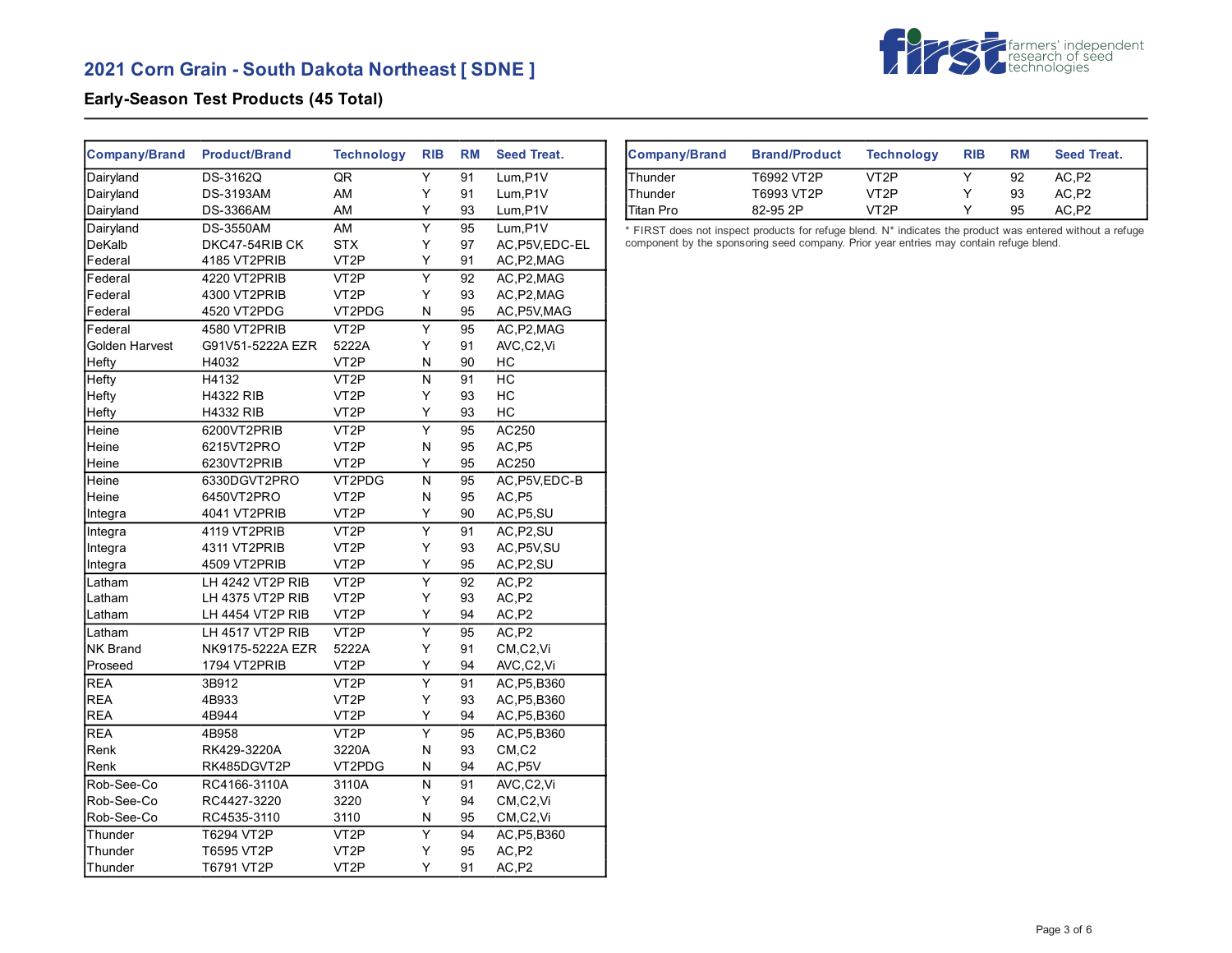## 2021 Corn Grain - South Dakota Northeast [ SDNE ]

### Early-Season Test Products (45 Total)

| Company/Brand | Product/Brand | Technology | RIB | RM | Seed Treat. |
|---|---|---|---|---|---|
| Dairyland | DS-3162Q | QR | Y | 91 | Lum,P1V |
| Dairyland | DS-3193AM | AM | Y | 91 | Lum,P1V |
| Dairyland | DS-3366AM | AM | Y | 93 | Lum,P1V |
| Dairyland | DS-3550AM | AM | Y | 95 | Lum,P1V |
| DeKalb | DKC47-54RIB CK | STX | Y | 97 | AC,P5V,EDC-EL |
| Federal | 4185 VT2PRIB | VT2P | Y | 91 | AC,P2,MAG |
| Federal | 4220 VT2PRIB | VT2P | Y | 92 | AC,P2,MAG |
| Federal | 4300 VT2PRIB | VT2P | Y | 93 | AC,P2,MAG |
| Federal | 4520 VT2PDG | VT2PDG | N | 95 | AC,P5V,MAG |
| Federal | 4580 VT2PRIB | VT2P | Y | 95 | AC,P2,MAG |
| Golden Harvest | G91V51-5222A EZR | 5222A | Y | 91 | AVC,C2,Vi |
| Hefty | H4032 | VT2P | N | 90 | HC |
| Hefty | H4132 | VT2P | N | 91 | HC |
| Hefty | H4322 RIB | VT2P | Y | 93 | HC |
| Hefty | H4332 RIB | VT2P | Y | 93 | HC |
| Heine | 6200VT2PRIB | VT2P | Y | 95 | AC250 |
| Heine | 6215VT2PRO | VT2P | N | 95 | AC,P5 |
| Heine | 6230VT2PRIB | VT2P | Y | 95 | AC250 |
| Heine | 6330DGVT2PRO | VT2PDG | N | 95 | AC,P5V,EDC-B |
| Heine | 6450VT2PRO | VT2P | N | 95 | AC,P5 |
| Integra | 4041 VT2PRIB | VT2P | Y | 90 | AC,P5,SU |
| Integra | 4119 VT2PRIB | VT2P | Y | 91 | AC,P2,SU |
| Integra | 4311 VT2PRIB | VT2P | Y | 93 | AC,P5V,SU |
| Integra | 4509 VT2PRIB | VT2P | Y | 95 | AC,P2,SU |
| Latham | LH 4242 VT2P RIB | VT2P | Y | 92 | AC,P2 |
| Latham | LH 4375 VT2P RIB | VT2P | Y | 93 | AC,P2 |
| Latham | LH 4454 VT2P RIB | VT2P | Y | 94 | AC,P2 |
| Latham | LH 4517 VT2P RIB | VT2P | Y | 95 | AC,P2 |
| NK Brand | NK9175-5222A EZR | 5222A | Y | 91 | CM,C2,Vi |
| Proseed | 1794 VT2PRIB | VT2P | Y | 94 | AVC,C2,Vi |
| REA | 3B912 | VT2P | Y | 91 | AC,P5,B360 |
| REA | 4B933 | VT2P | Y | 93 | AC,P5,B360 |
| REA | 4B944 | VT2P | Y | 94 | AC,P5,B360 |
| REA | 4B958 | VT2P | Y | 95 | AC,P5,B360 |
| Renk | RK429-3220A | 3220A | N | 93 | CM,C2 |
| Renk | RK485DGVT2P | VT2PDG | N | 94 | AC,P5V |
| Rob-See-Co | RC4166-3110A | 3110A | N | 91 | AVC,C2,Vi |
| Rob-See-Co | RC4427-3220 | 3220 | Y | 94 | CM,C2,Vi |
| Rob-See-Co | RC4535-3110 | 3110 | N | 95 | CM,C2,Vi |
| Thunder | T6294 VT2P | VT2P | Y | 94 | AC,P5,B360 |
| Thunder | T6595 VT2P | VT2P | Y | 95 | AC,P2 |
| Thunder | T6791 VT2P | VT2P | Y | 91 | AC,P2 |
| Thunder | T6992 VT2P | VT2P | Y | 92 | AC,P2 |
| Thunder | T6993 VT2P | VT2P | Y | 93 | AC,P2 |
| Titan Pro | 82-95 2P | VT2P | Y | 95 | AC,P2 |

* FIRST does not inspect products for refuge blend. N* indicates the product was entered without a refuge component by the sponsoring seed company. Prior year entries may contain refuge blend.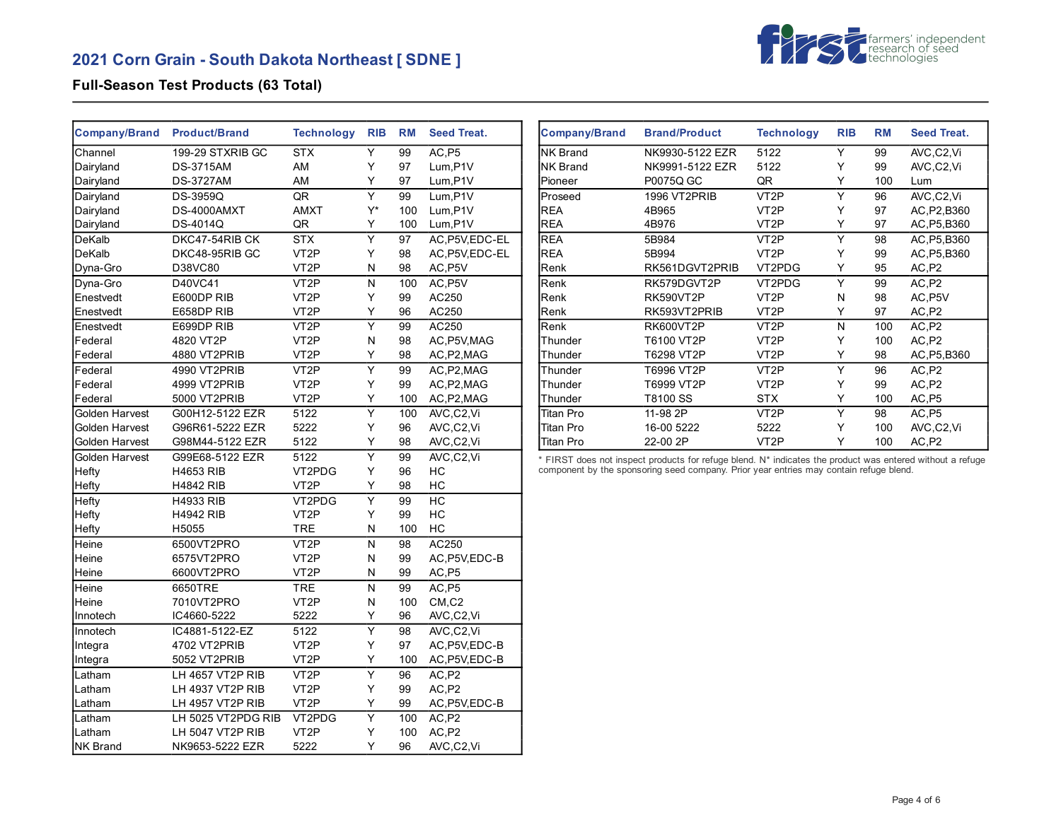## 2021 Corn Grain - South Dakota Northeast [ SDNE ]

### Full-Season Test Products (63 Total)

| Company/Brand | Product/Brand | Technology | RIB | RM | Seed Treat. |
|---|---|---|---|---|---|
| Channel | 199-29 STXRIB GC | STX | Y | 99 | AC,P5 |
| Dairyland | DS-3715AM | AM | Y | 97 | Lum,P1V |
| Dairyland | DS-3727AM | AM | Y | 97 | Lum,P1V |
| Dairyland | DS-3959Q | QR | Y | 99 | Lum,P1V |
| Dairyland | DS-4000AMXT | AMXT | Y* | 100 | Lum,P1V |
| Dairyland | DS-4014Q | QR | Y | 100 | Lum,P1V |
| DeKalb | DKC47-54RIB CK | STX | Y | 97 | AC,P5V,EDC-EL |
| DeKalb | DKC48-95RIB GC | VT2P | Y | 98 | AC,P5V,EDC-EL |
| Dyna-Gro | D38VC80 | VT2P | N | 98 | AC,P5V |
| Dyna-Gro | D40VC41 | VT2P | N | 100 | AC,P5V |
| Enestvedt | E600DP RIB | VT2P | Y | 99 | AC250 |
| Enestvedt | E658DP RIB | VT2P | Y | 96 | AC250 |
| Enestvedt | E699DP RIB | VT2P | Y | 99 | AC250 |
| Federal | 4820 VT2P | VT2P | N | 98 | AC,P5V,MAG |
| Federal | 4880 VT2PRIB | VT2P | Y | 98 | AC,P2,MAG |
| Federal | 4990 VT2PRIB | VT2P | Y | 99 | AC,P2,MAG |
| Federal | 4999 VT2PRIB | VT2P | Y | 99 | AC,P2,MAG |
| Federal | 5000 VT2PRIB | VT2P | Y | 100 | AC,P2,MAG |
| Golden Harvest | G00H12-5122 EZR | 5122 | Y | 100 | AVC,C2,Vi |
| Golden Harvest | G96R61-5222 EZR | 5222 | Y | 96 | AVC,C2,Vi |
| Golden Harvest | G98M44-5122 EZR | 5122 | Y | 98 | AVC,C2,Vi |
| Golden Harvest | G99E68-5122 EZR | 5122 | Y | 99 | AVC,C2,Vi |
| Hefty | H4653 RIB | VT2PDG | Y | 96 | HC |
| Hefty | H4842 RIB | VT2P | Y | 98 | HC |
| Hefty | H4933 RIB | VT2PDG | Y | 99 | HC |
| Hefty | H4942 RIB | VT2P | Y | 99 | HC |
| Hefty | H5055 | TRE | N | 100 | HC |
| Heine | 6500VT2PRO | VT2P | N | 98 | AC250 |
| Heine | 6575VT2PRO | VT2P | N | 99 | AC,P5V,EDC-B |
| Heine | 6600VT2PRO | VT2P | N | 99 | AC,P5 |
| Heine | 6650TRE | TRE | N | 99 | AC,P5 |
| Heine | 7010VT2PRO | VT2P | N | 100 | CM,C2 |
| Innotech | IC4660-5222 | 5222 | Y | 96 | AVC,C2,Vi |
| Innotech | IC4881-5122-EZ | 5122 | Y | 98 | AVC,C2,Vi |
| Integra | 4702 VT2PRIB | VT2P | Y | 97 | AC,P5V,EDC-B |
| Integra | 5052 VT2PRIB | VT2P | Y | 100 | AC,P5V,EDC-B |
| Latham | LH 4657 VT2P RIB | VT2P | Y | 96 | AC,P2 |
| Latham | LH 4937 VT2P RIB | VT2P | Y | 99 | AC,P2 |
| Latham | LH 4957 VT2P RIB | VT2P | Y | 99 | AC,P5V,EDC-B |
| Latham | LH 5025 VT2PDG RIB | VT2PDG | Y | 100 | AC,P2 |
| Latham | LH 5047 VT2P RIB | VT2P | Y | 100 | AC,P2 |
| NK Brand | NK9653-5222 EZR | 5222 | Y | 96 | AVC,C2,Vi |
| NK Brand | NK9930-5122 EZR | 5122 | Y | 99 | AVC,C2,Vi |
| NK Brand | NK9991-5122 EZR | 5122 | Y | 99 | AVC,C2,Vi |
| Pioneer | P0075Q GC | QR | Y | 100 | Lum |
| Proseed | 1996 VT2PRIB | VT2P | Y | 96 | AVC,C2,Vi |
| REA | 4B965 | VT2P | Y | 97 | AC,P2,B360 |
| REA | 4B976 | VT2P | Y | 97 | AC,P5,B360 |
| REA | 5B984 | VT2P | Y | 98 | AC,P5,B360 |
| REA | 5B994 | VT2P | Y | 99 | AC,P5,B360 |
| Renk | RK561DGVT2PRIB | VT2PDG | Y | 95 | AC,P2 |
| Renk | RK579DGVT2P | VT2PDG | Y | 99 | AC,P2 |
| Renk | RK590VT2P | VT2P | N | 98 | AC,P5V |
| Renk | RK593VT2PRIB | VT2P | Y | 97 | AC,P2 |
| Renk | RK600VT2P | VT2P | N | 100 | AC,P2 |
| Thunder | T6100 VT2P | VT2P | Y | 100 | AC,P2 |
| Thunder | T6298 VT2P | VT2P | Y | 98 | AC,P5,B360 |
| Thunder | T6996 VT2P | VT2P | Y | 96 | AC,P2 |
| Thunder | T6999 VT2P | VT2P | Y | 99 | AC,P2 |
| Thunder | T8100 SS | STX | Y | 100 | AC,P5 |
| Titan Pro | 11-98 2P | VT2P | Y | 98 | AC,P5 |
| Titan Pro | 16-00 5222 | 5222 | Y | 100 | AVC,C2,Vi |
| Titan Pro | 22-00 2P | VT2P | Y | 100 | AC,P2 |

* FIRST does not inspect products for refuge blend. N* indicates the product was entered without a refuge component by the sponsoring seed company. Prior year entries may contain refuge blend.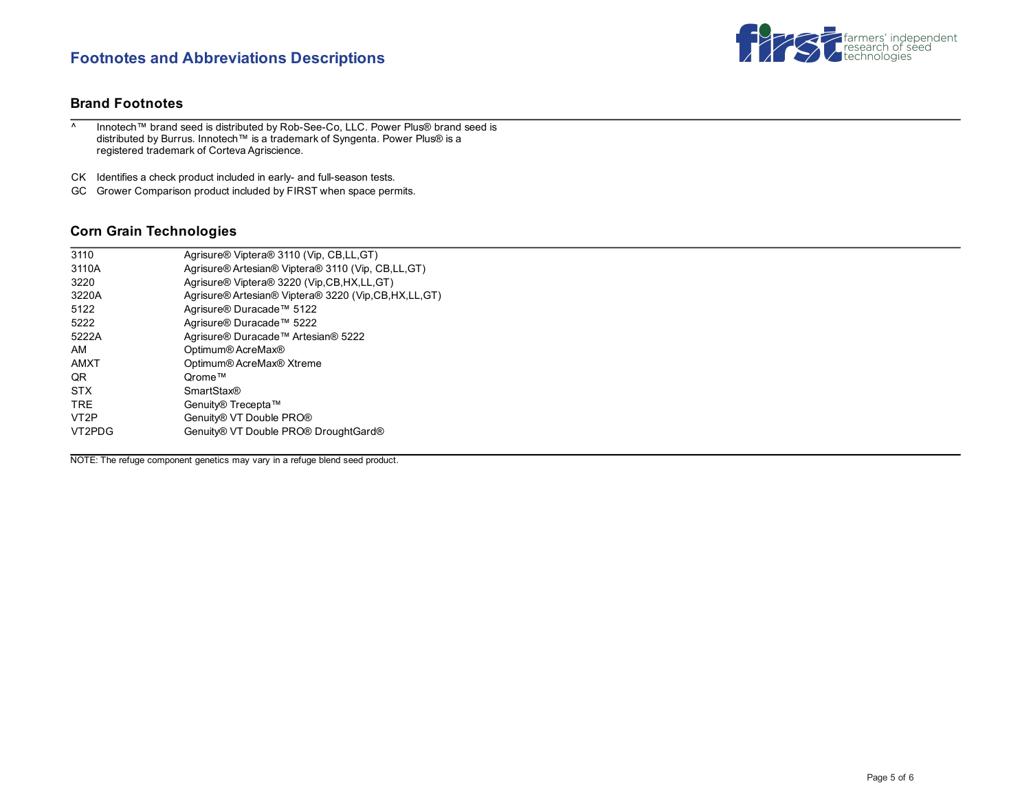## Footnotes and Abbreviations Descriptions

### Brand Footnotes

^ Innotech™ brand seed is distributed by Rob-See-Co, LLC. Power Plus® brand seed is distributed by Burrus. Innotech™ is a trademark of Syngenta. Power Plus® is a registered trademark of Corteva Agriscience.

CK Identifies a check product included in early- and full-season tests.

GC Grower Comparison product included by FIRST when space permits.

### Corn Grain Technologies

| | |
|---|---|
| 3110 | Agrisure® Viptera® 3110 (Vip, CB,LL,GT) |
| 3110A | Agrisure® Artesian® Viptera® 3110 (Vip, CB,LL,GT) |
| 3220 | Agrisure® Viptera® 3220 (Vip,CB,HX,LL,GT) |
| 3220A | Agrisure® Artesian® Viptera® 3220 (Vip,CB,HX,LL,GT) |
| 5122 | Agrisure® Duracade™ 5122 |
| 5222 | Agrisure® Duracade™ 5222 |
| 5222A | Agrisure® Duracade™ Artesian® 5222 |
| AM | Optimum® AcreMax® |
| AMXT | Optimum® AcreMax® Xtreme |
| QR | Qrome™ |
| STX | SmartStax® |
| TRE | Genuity® Trecepta™ |
| VT2P | Genuity® VT Double PRO® |
| VT2PDG | Genuity® VT Double PRO® DroughtGard® |

NOTE: The refuge component genetics may vary in a refuge blend seed product.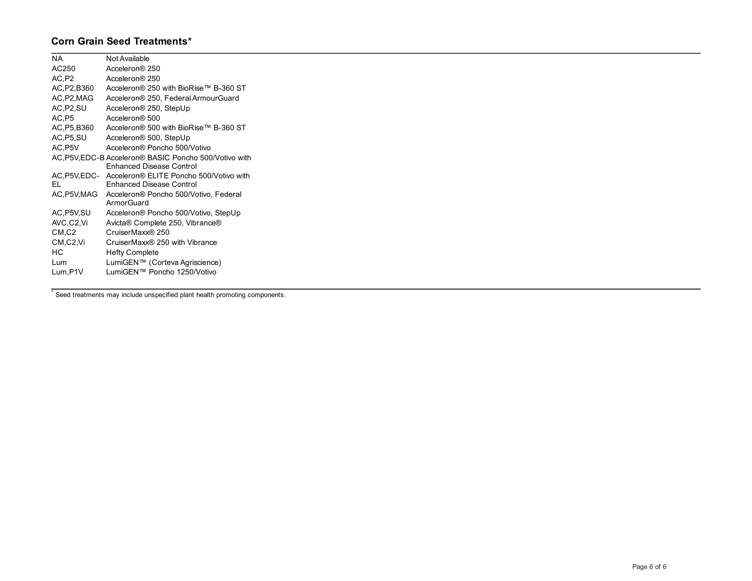## Corn Grain Seed Treatments*

| | |
|---|---|
| NA | Not Available |
| AC250 | Acceleron® 250 |
| AC,P2 | Acceleron® 250 |
| AC,P2,B360 | Acceleron® 250 with BioRise™ B-360 ST |
| AC,P2,MAG | Acceleron® 250, Federal ArmourGuard |
| AC,P2,SU | Acceleron® 250, StepUp |
| AC,P5 | Acceleron® 500 |
| AC,P5,B360 | Acceleron® 500 with BioRise™ B-360 ST |
| AC,P5,SU | Acceleron® 500, StepUp |
| AC,P5V | Acceleron® Poncho 500/Votivo |
| AC,P5V,EDC-B | Acceleron® BASIC Poncho 500/Votivo with Enhanced Disease Control |
| AC,P5V,EDC-EL | Acceleron® ELITE Poncho 500/Votivo with Enhanced Disease Control |
| AC,P5V,MAG | Acceleron® Poncho 500/Votivo, Federal ArmorGuard |
| AC,P5V,SU | Acceleron® Poncho 500/Votivo, StepUp |
| AVC,C2,Vi | Avicta® Complete 250, Vibrance® |
| CM,C2 | CruiserMaxx® 250 |
| CM,C2,Vi | CruiserMaxx® 250 with Vibrance |
| HC | Hefty Complete |
| Lum | LumiGEN™ (Corteva Agriscience) |
| Lum,P1V | LumiGEN™ Poncho 1250/Votivo |

* Seed treatments may include unspecified plant health promoting components.